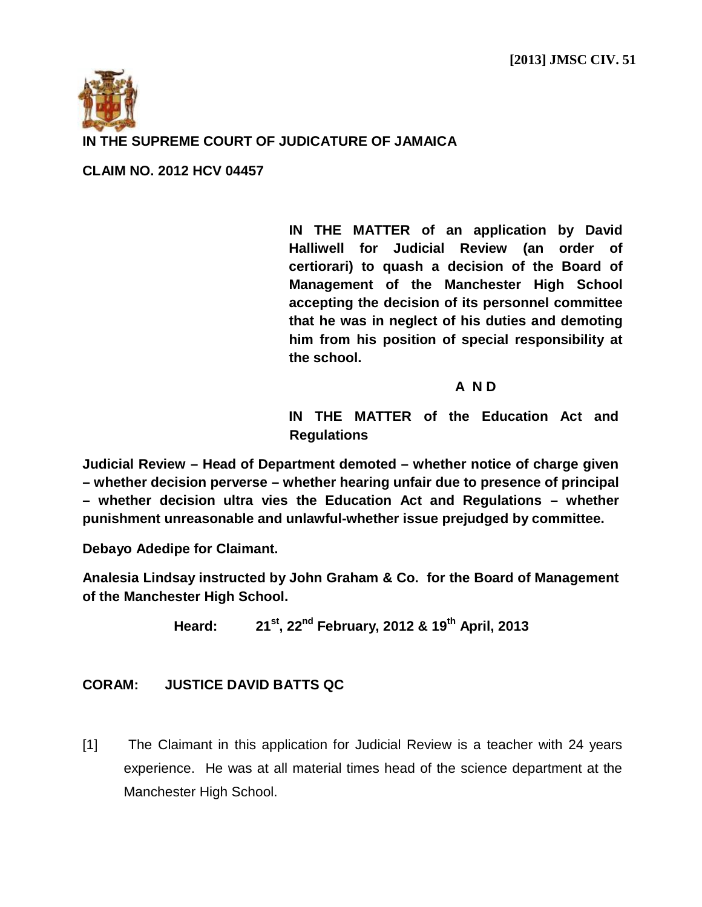**[2013] JMSC CIV. 51**

**IN THE SUPREME COURT OF JUDICATURE OF JAMAICA**

**CLAIM NO. 2012 HCV 04457**

**IN THE MATTER of an application by David Halliwell for Judicial Review (an order of certiorari) to quash a decision of the Board of Management of the Manchester High School accepting the decision of its personnel committee that he was in neglect of his duties and demoting him from his position of special responsibility at the school.**

**A N D**

**IN THE MATTER of the Education Act and Regulations**

**Judicial Review – Head of Department demoted – whether notice of charge given – whether decision perverse – whether hearing unfair due to presence of principal – whether decision ultra vies the Education Act and Regulations – whether punishment unreasonable and unlawful-whether issue prejudged by committee.**

**Debayo Adedipe for Claimant.**

**Analesia Lindsay instructed by John Graham & Co. for the Board of Management of the Manchester High School.**

**Heard: 21st, 22nd February, 2012 & 19th April, 2013**

**CORAM: JUSTICE DAVID BATTS QC**

[1] The Claimant in this application for Judicial Review is a teacher with 24 years experience. He was at all material times head of the science department at the Manchester High School.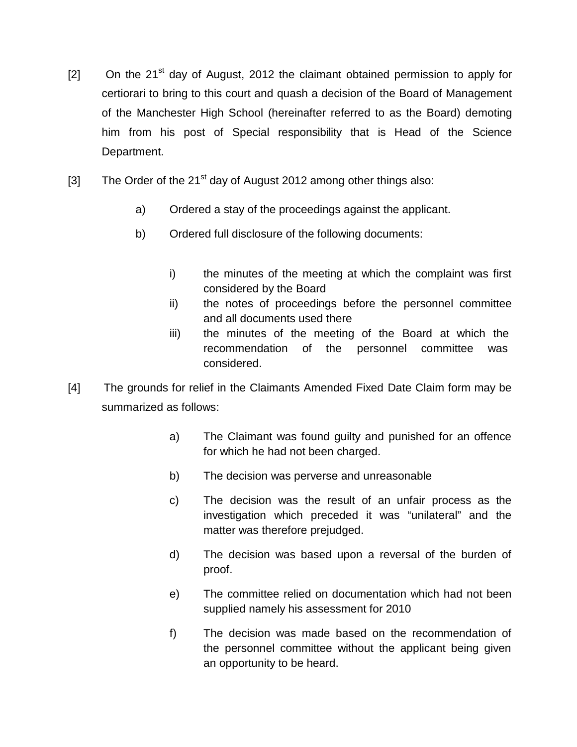[2] On the 21st day of August, 2012 the claimant obtained permission to apply for certiorari to bring to this court and quash a decision of the Board of Management of the Manchester High School (hereinafter referred to as the Board) demoting him from his post of Special responsibility that is Head of the Science Department.

[3] The Order of the 21st day of August 2012 among other things also:

a) Ordered a stay of the proceedings against the applicant.

b) Ordered full disclosure of the following documents:

i) the minutes of the meeting at which the complaint was first considered by the Board
ii) the notes of proceedings before the personnel committee and all documents used there
iii) the minutes of the meeting of the Board at which the recommendation of the personnel committee was considered.

[4] The grounds for relief in the Claimants Amended Fixed Date Claim form may be summarized as follows:

a) The Claimant was found guilty and punished for an offence for which he had not been charged.

b) The decision was perverse and unreasonable

c) The decision was the result of an unfair process as the investigation which preceded it was “unilateral” and the matter was therefore prejudged.

d) The decision was based upon a reversal of the burden of proof.

e) The committee relied on documentation which had not been supplied namely his assessment for 2010

f) The decision was made based on the recommendation of the personnel committee without the applicant being given an opportunity to be heard.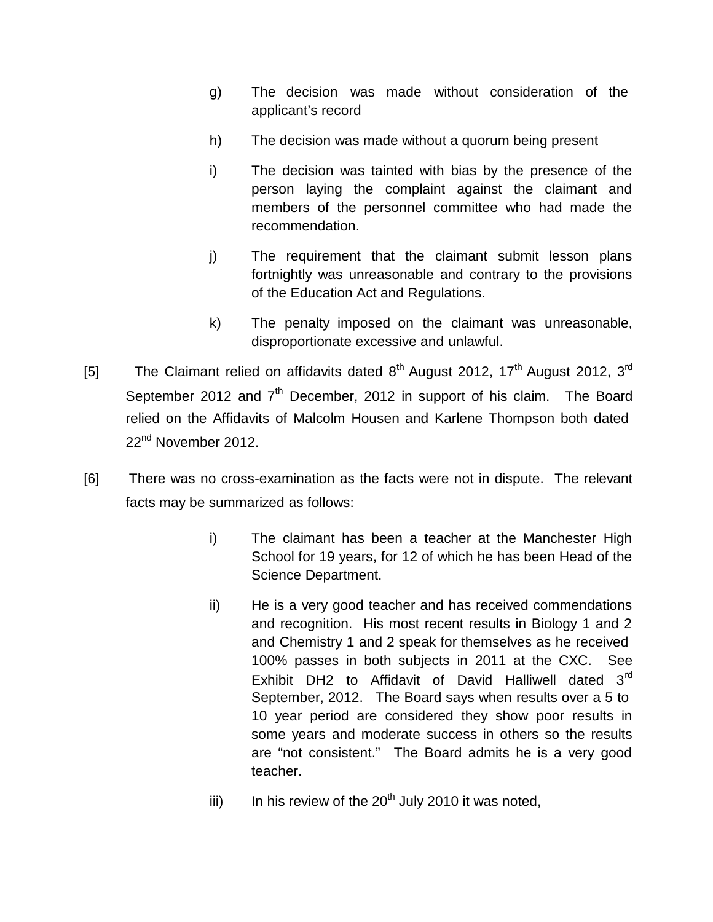g) The decision was made without consideration of the applicant's record

h) The decision was made without a quorum being present

i) The decision was tainted with bias by the presence of the person laying the complaint against the claimant and members of the personnel committee who had made the recommendation.

j) The requirement that the claimant submit lesson plans fortnightly was unreasonable and contrary to the provisions of the Education Act and Regulations.

k) The penalty imposed on the claimant was unreasonable, disproportionate excessive and unlawful.

[5] The Claimant relied on affidavits dated 8th August 2012, 17th August 2012, 3rd September 2012 and 7th December, 2012 in support of his claim. The Board relied on the Affidavits of Malcolm Housen and Karlene Thompson both dated 22nd November 2012.

[6] There was no cross-examination as the facts were not in dispute. The relevant facts may be summarized as follows:

i) The claimant has been a teacher at the Manchester High School for 19 years, for 12 of which he has been Head of the Science Department.

ii) He is a very good teacher and has received commendations and recognition. His most recent results in Biology 1 and 2 and Chemistry 1 and 2 speak for themselves as he received 100% passes in both subjects in 2011 at the CXC. See Exhibit DH2 to Affidavit of David Halliwell dated 3rd September, 2012. The Board says when results over a 5 to 10 year period are considered they show poor results in some years and moderate success in others so the results are "not consistent." The Board admits he is a very good teacher.

iii) In his review of the 20th July 2010 it was noted,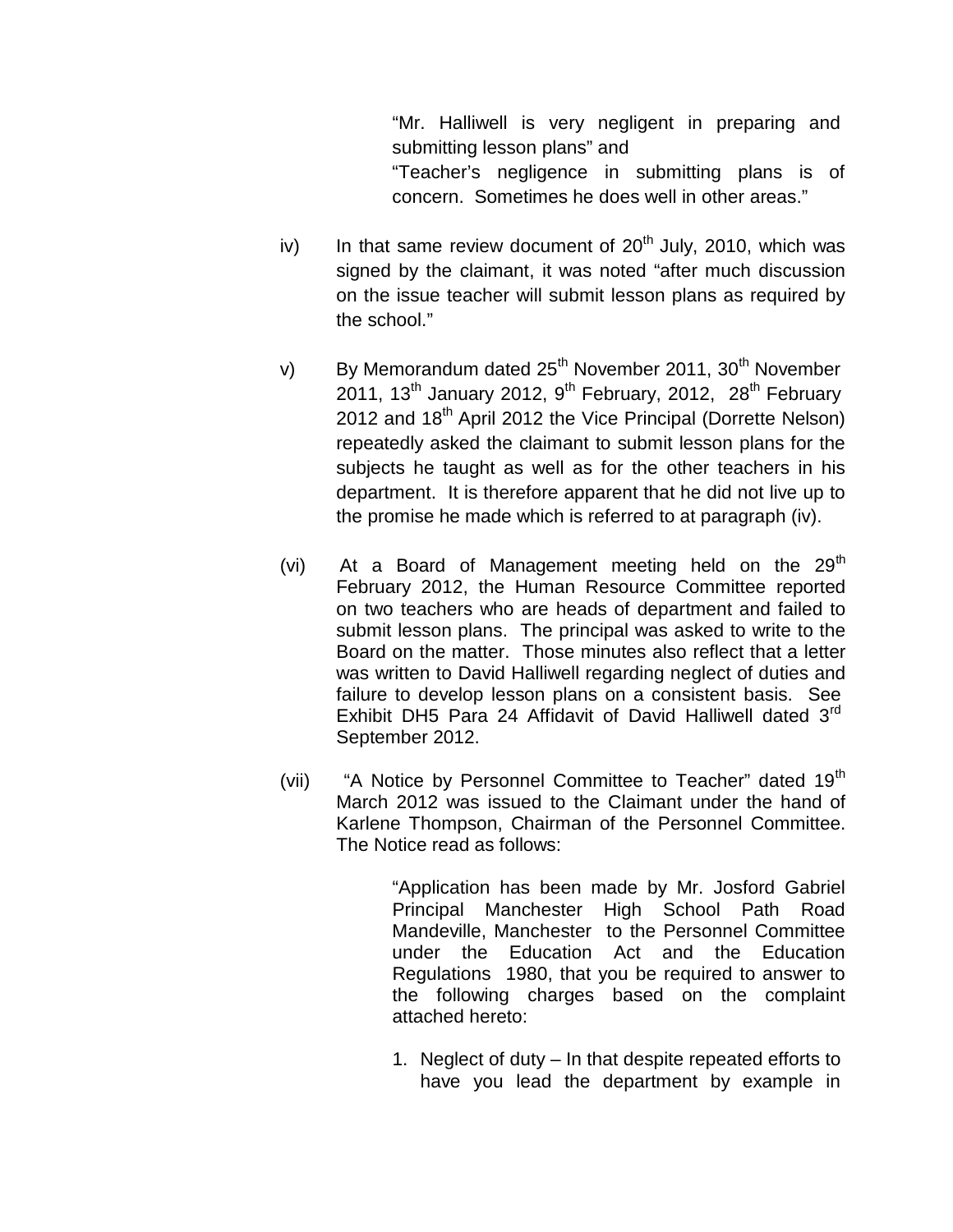> "Mr. Halliwell is very negligent in preparing and submitting lesson plans" and
>
> "Teacher's negligence in submitting plans is of concern. Sometimes he does well in other areas."

iv) In that same review document of 20th July, 2010, which was signed by the claimant, it was noted "after much discussion on the issue teacher will submit lesson plans as required by the school."

v) By Memorandum dated 25th November 2011, 30th November 2011, 13th January 2012, 9th February, 2012, 28th February 2012 and 18th April 2012 the Vice Principal (Dorrette Nelson) repeatedly asked the claimant to submit lesson plans for the subjects he taught as well as for the other teachers in his department. It is therefore apparent that he did not live up to the promise he made which is referred to at paragraph (iv).

(vi) At a Board of Management meeting held on the 29th February 2012, the Human Resource Committee reported on two teachers who are heads of department and failed to submit lesson plans. The principal was asked to write to the Board on the matter. Those minutes also reflect that a letter was written to David Halliwell regarding neglect of duties and failure to develop lesson plans on a consistent basis. See Exhibit DH5 Para 24 Affidavit of David Halliwell dated 3rd September 2012.

(vii) "A Notice by Personnel Committee to Teacher" dated 19th March 2012 was issued to the Claimant under the hand of Karlene Thompson, Chairman of the Personnel Committee. The Notice read as follows:

> "Application has been made by Mr. Josford Gabriel Principal Manchester High School Path Road Mandeville, Manchester to the Personnel Committee under the Education Act and the Education Regulations 1980, that you be required to answer to the following charges based on the complaint attached hereto:
>
> 1. Neglect of duty – In that despite repeated efforts to have you lead the department by example in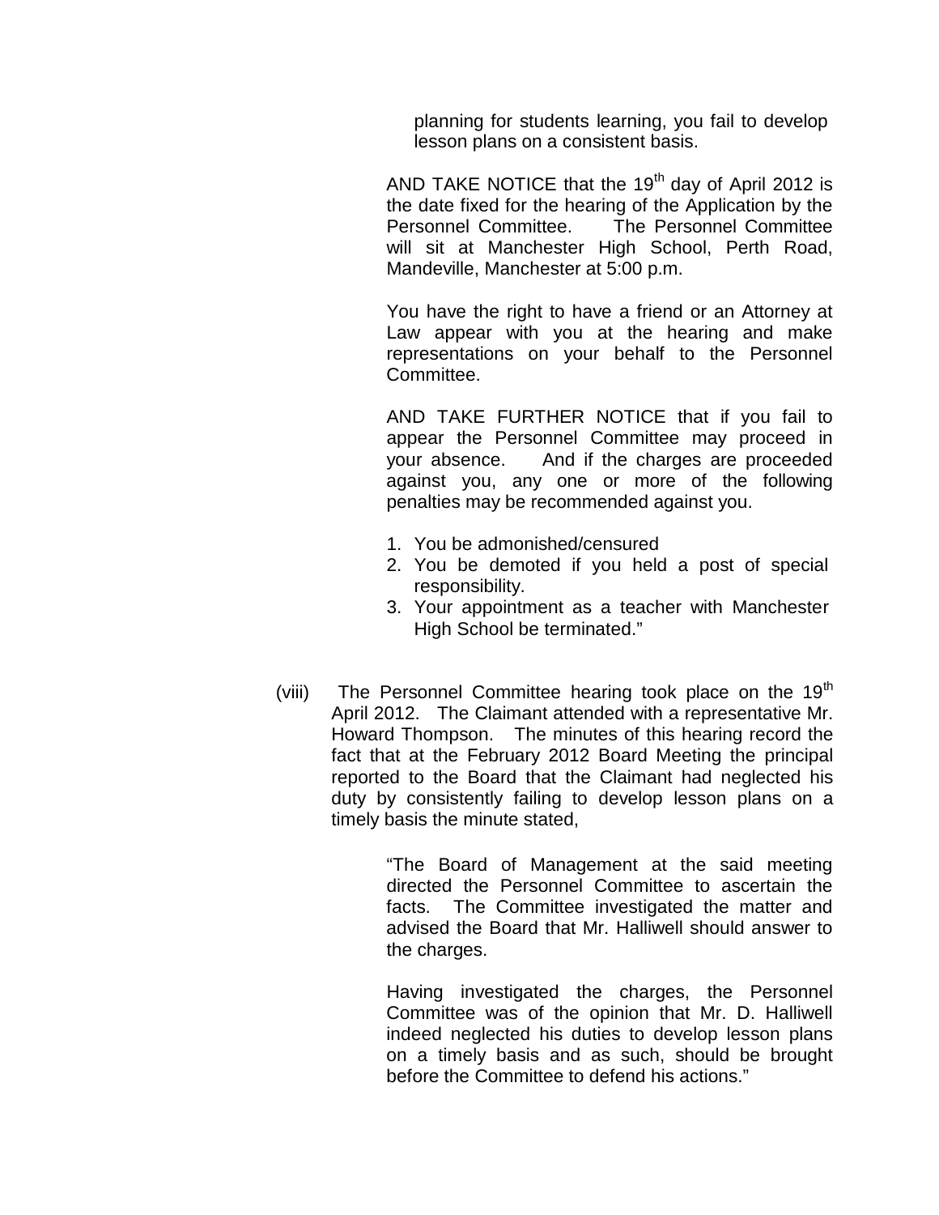planning for students learning, you fail to develop lesson plans on a consistent basis.

AND TAKE NOTICE that the 19th day of April 2012 is the date fixed for the hearing of the Application by the Personnel Committee. The Personnel Committee will sit at Manchester High School, Perth Road, Mandeville, Manchester at 5:00 p.m.

You have the right to have a friend or an Attorney at Law appear with you at the hearing and make representations on your behalf to the Personnel Committee.

AND TAKE FURTHER NOTICE that if you fail to appear the Personnel Committee may proceed in your absence. And if the charges are proceeded against you, any one or more of the following penalties may be recommended against you.

1. You be admonished/censured
2. You be demoted if you held a post of special responsibility.
3. Your appointment as a teacher with Manchester High School be terminated."

(viii) The Personnel Committee hearing took place on the 19th April 2012. The Claimant attended with a representative Mr. Howard Thompson. The minutes of this hearing record the fact that at the February 2012 Board Meeting the principal reported to the Board that the Claimant had neglected his duty by consistently failing to develop lesson plans on a timely basis the minute stated,

> "The Board of Management at the said meeting directed the Personnel Committee to ascertain the facts. The Committee investigated the matter and advised the Board that Mr. Halliwell should answer to the charges.
>
> Having investigated the charges, the Personnel Committee was of the opinion that Mr. D. Halliwell indeed neglected his duties to develop lesson plans on a timely basis and as such, should be brought before the Committee to defend his actions."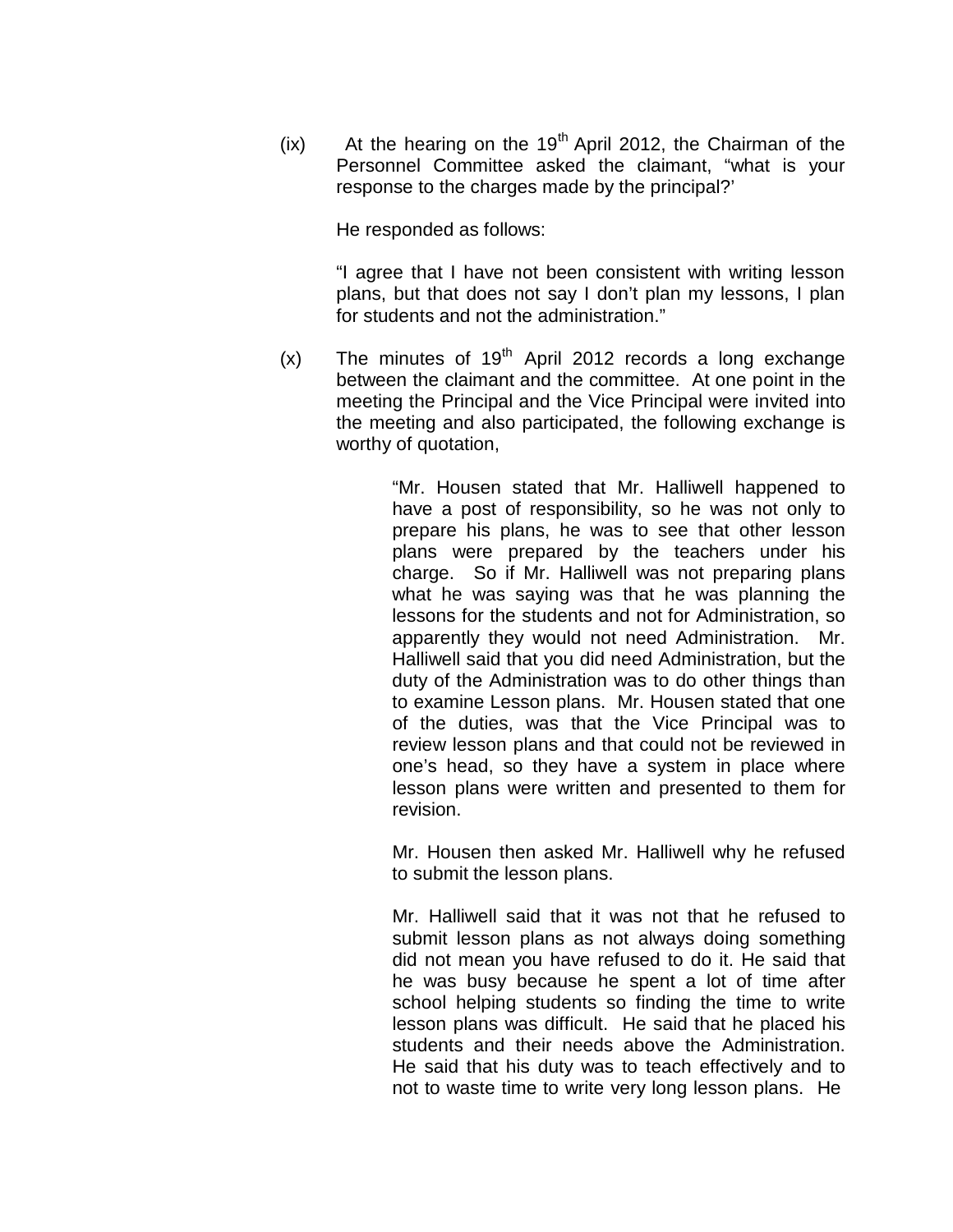(ix) At the hearing on the 19th April 2012, the Chairman of the Personnel Committee asked the claimant, "what is your response to the charges made by the principal?'

He responded as follows:

"I agree that I have not been consistent with writing lesson plans, but that does not say I don't plan my lessons, I plan for students and not the administration."

(x) The minutes of 19th April 2012 records a long exchange between the claimant and the committee. At one point in the meeting the Principal and the Vice Principal were invited into the meeting and also participated, the following exchange is worthy of quotation,

> "Mr. Housen stated that Mr. Halliwell happened to have a post of responsibility, so he was not only to prepare his plans, he was to see that other lesson plans were prepared by the teachers under his charge. So if Mr. Halliwell was not preparing plans what he was saying was that he was planning the lessons for the students and not for Administration, so apparently they would not need Administration. Mr. Halliwell said that you did need Administration, but the duty of the Administration was to do other things than to examine Lesson plans. Mr. Housen stated that one of the duties, was that the Vice Principal was to review lesson plans and that could not be reviewed in one's head, so they have a system in place where lesson plans were written and presented to them for revision.
>
> Mr. Housen then asked Mr. Halliwell why he refused to submit the lesson plans.
>
> Mr. Halliwell said that it was not that he refused to submit lesson plans as not always doing something did not mean you have refused to do it. He said that he was busy because he spent a lot of time after school helping students so finding the time to write lesson plans was difficult. He said that he placed his students and their needs above the Administration. He said that his duty was to teach effectively and to not to waste time to write very long lesson plans. He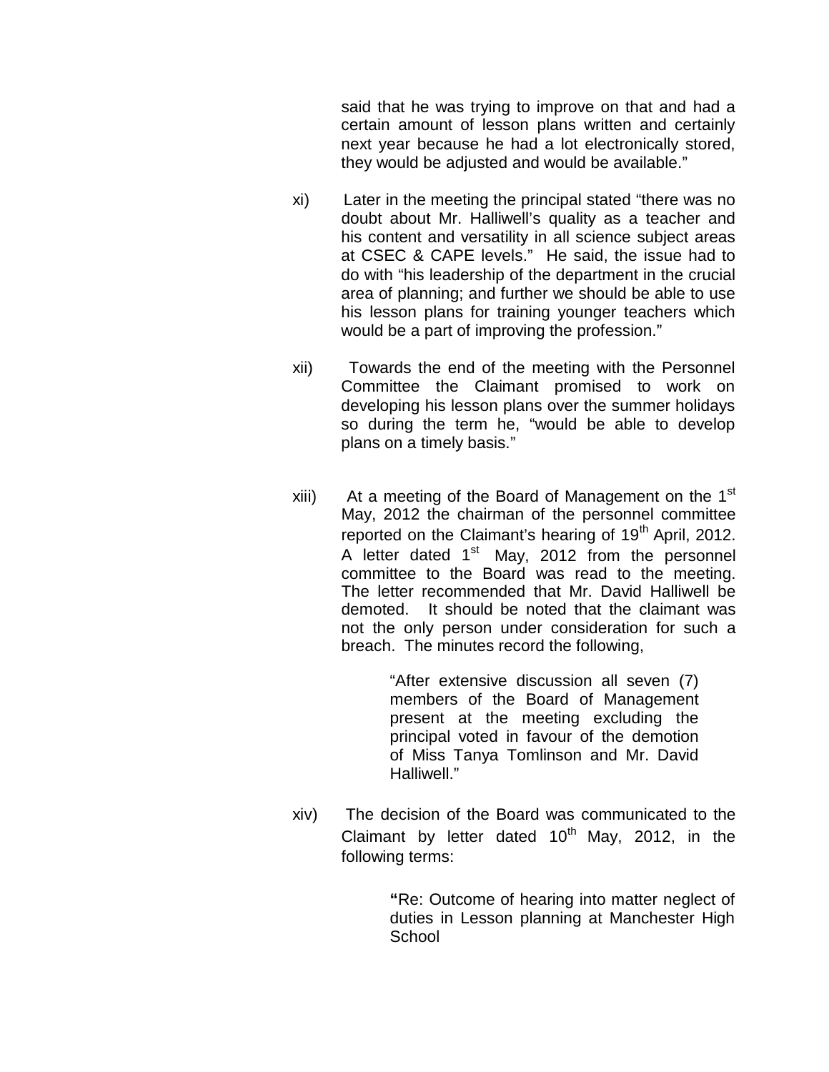said that he was trying to improve on that and had a certain amount of lesson plans written and certainly next year because he had a lot electronically stored, they would be adjusted and would be available."

xi) Later in the meeting the principal stated "there was no doubt about Mr. Halliwell's quality as a teacher and his content and versatility in all science subject areas at CSEC & CAPE levels." He said, the issue had to do with "his leadership of the department in the crucial area of planning; and further we should be able to use his lesson plans for training younger teachers which would be a part of improving the profession."

xii) Towards the end of the meeting with the Personnel Committee the Claimant promised to work on developing his lesson plans over the summer holidays so during the term he, "would be able to develop plans on a timely basis."

xiii) At a meeting of the Board of Management on the 1st May, 2012 the chairman of the personnel committee reported on the Claimant's hearing of 19th April, 2012. A letter dated 1st May, 2012 from the personnel committee to the Board was read to the meeting. The letter recommended that Mr. David Halliwell be demoted. It should be noted that the claimant was not the only person under consideration for such a breach. The minutes record the following,

> "After extensive discussion all seven (7) members of the Board of Management present at the meeting excluding the principal voted in favour of the demotion of Miss Tanya Tomlinson and Mr. David Halliwell."

xiv) The decision of the Board was communicated to the Claimant by letter dated 10th May, 2012, in the following terms:

> **"**Re: Outcome of hearing into matter neglect of duties in Lesson planning at Manchester High School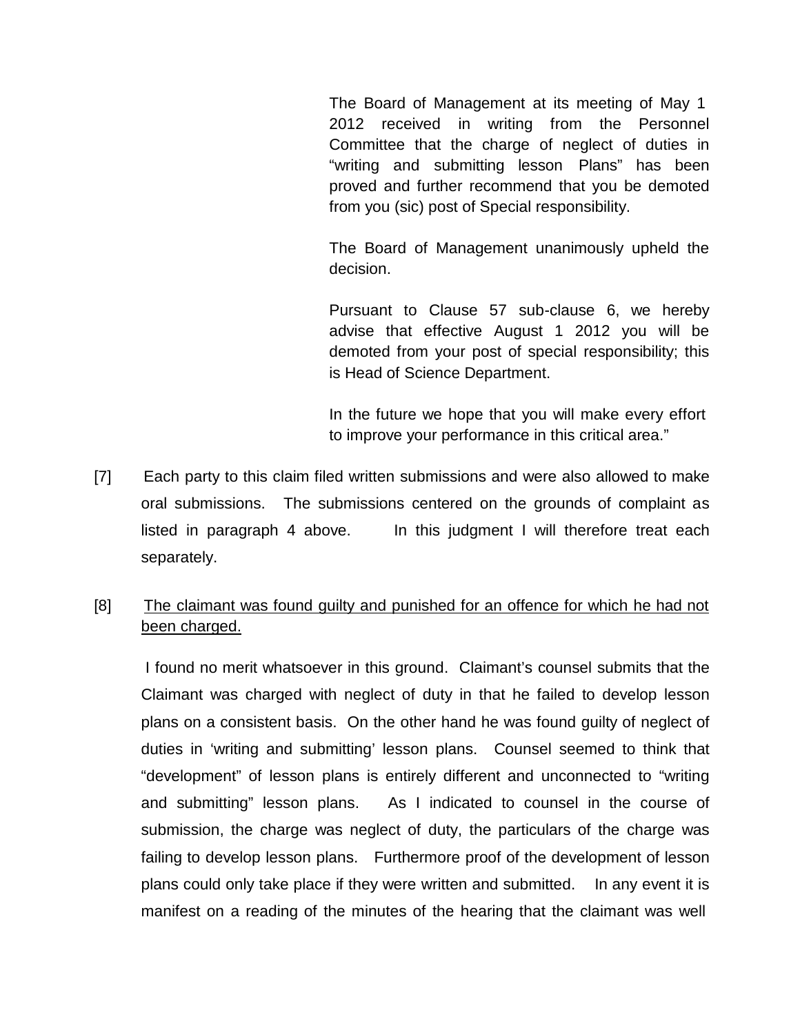> The Board of Management at its meeting of May 1 2012 received in writing from the Personnel Committee that the charge of neglect of duties in "writing and submitting lesson Plans" has been proved and further recommend that you be demoted from you (sic) post of Special responsibility.
>
> The Board of Management unanimously upheld the decision.
>
> Pursuant to Clause 57 sub-clause 6, we hereby advise that effective August 1 2012 you will be demoted from your post of special responsibility; this is Head of Science Department.
>
> In the future we hope that you will make every effort to improve your performance in this critical area."

[7] Each party to this claim filed written submissions and were also allowed to make oral submissions. The submissions centered on the grounds of complaint as listed in paragraph 4 above. In this judgment I will therefore treat each separately.

[8] <u>The claimant was found guilty and punished for an offence for which he had not been charged.</u>

I found no merit whatsoever in this ground. Claimant's counsel submits that the Claimant was charged with neglect of duty in that he failed to develop lesson plans on a consistent basis. On the other hand he was found guilty of neglect of duties in 'writing and submitting' lesson plans. Counsel seemed to think that "development" of lesson plans is entirely different and unconnected to "writing and submitting" lesson plans. As I indicated to counsel in the course of submission, the charge was neglect of duty, the particulars of the charge was failing to develop lesson plans. Furthermore proof of the development of lesson plans could only take place if they were written and submitted. In any event it is manifest on a reading of the minutes of the hearing that the claimant was well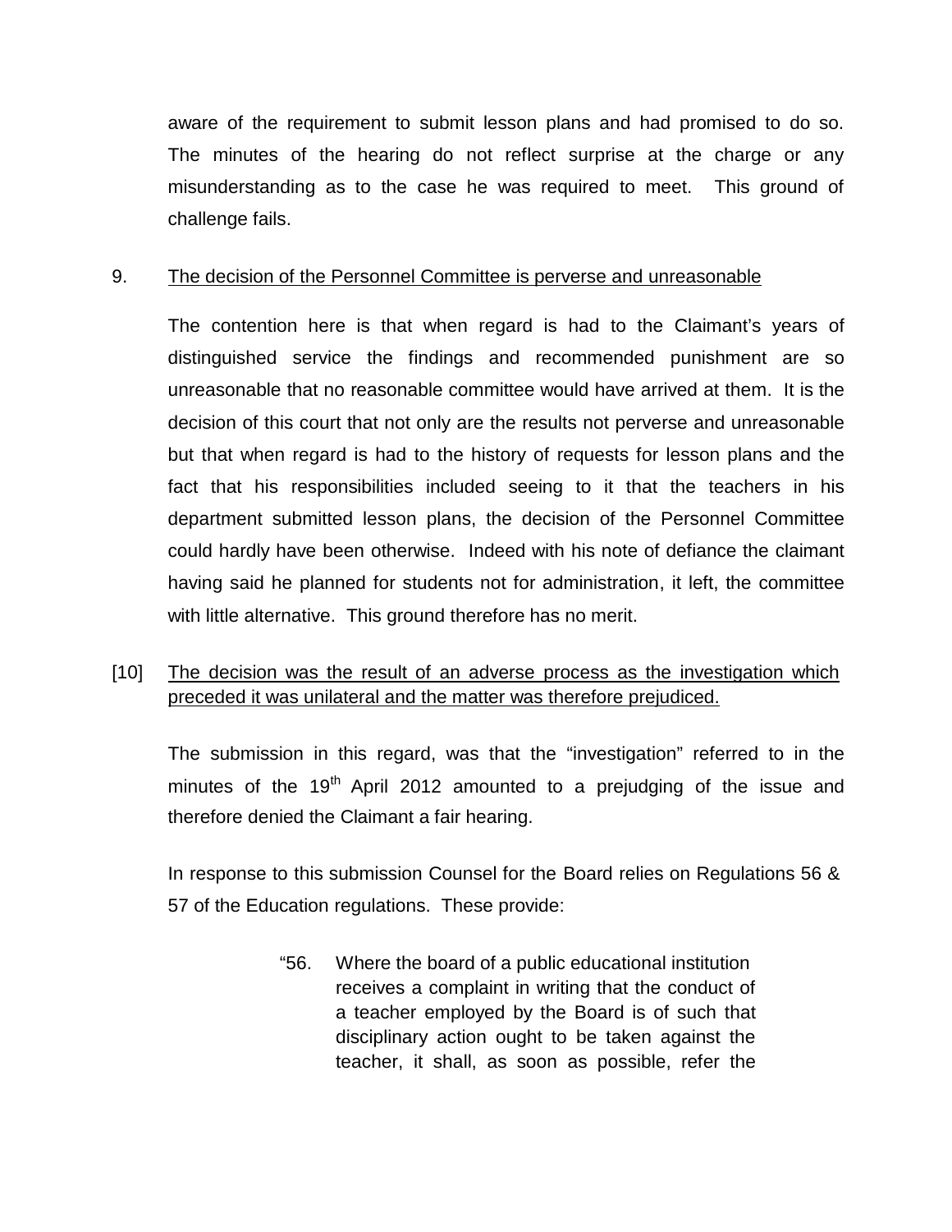aware of the requirement to submit lesson plans and had promised to do so. The minutes of the hearing do not reflect surprise at the charge or any misunderstanding as to the case he was required to meet. This ground of challenge fails.

9. <u>The decision of the Personnel Committee is perverse and unreasonable</u>

The contention here is that when regard is had to the Claimant's years of distinguished service the findings and recommended punishment are so unreasonable that no reasonable committee would have arrived at them. It is the decision of this court that not only are the results not perverse and unreasonable but that when regard is had to the history of requests for lesson plans and the fact that his responsibilities included seeing to it that the teachers in his department submitted lesson plans, the decision of the Personnel Committee could hardly have been otherwise. Indeed with his note of defiance the claimant having said he planned for students not for administration, it left, the committee with little alternative. This ground therefore has no merit.

[10] <u>The decision was the result of an adverse process as the investigation which preceded it was unilateral and the matter was therefore prejudiced.</u>

The submission in this regard, was that the "investigation" referred to in the minutes of the 19th April 2012 amounted to a prejudging of the issue and therefore denied the Claimant a fair hearing.

In response to this submission Counsel for the Board relies on Regulations 56 & 57 of the Education regulations. These provide:

> "56. Where the board of a public educational institution receives a complaint in writing that the conduct of a teacher employed by the Board is of such that disciplinary action ought to be taken against the teacher, it shall, as soon as possible, refer the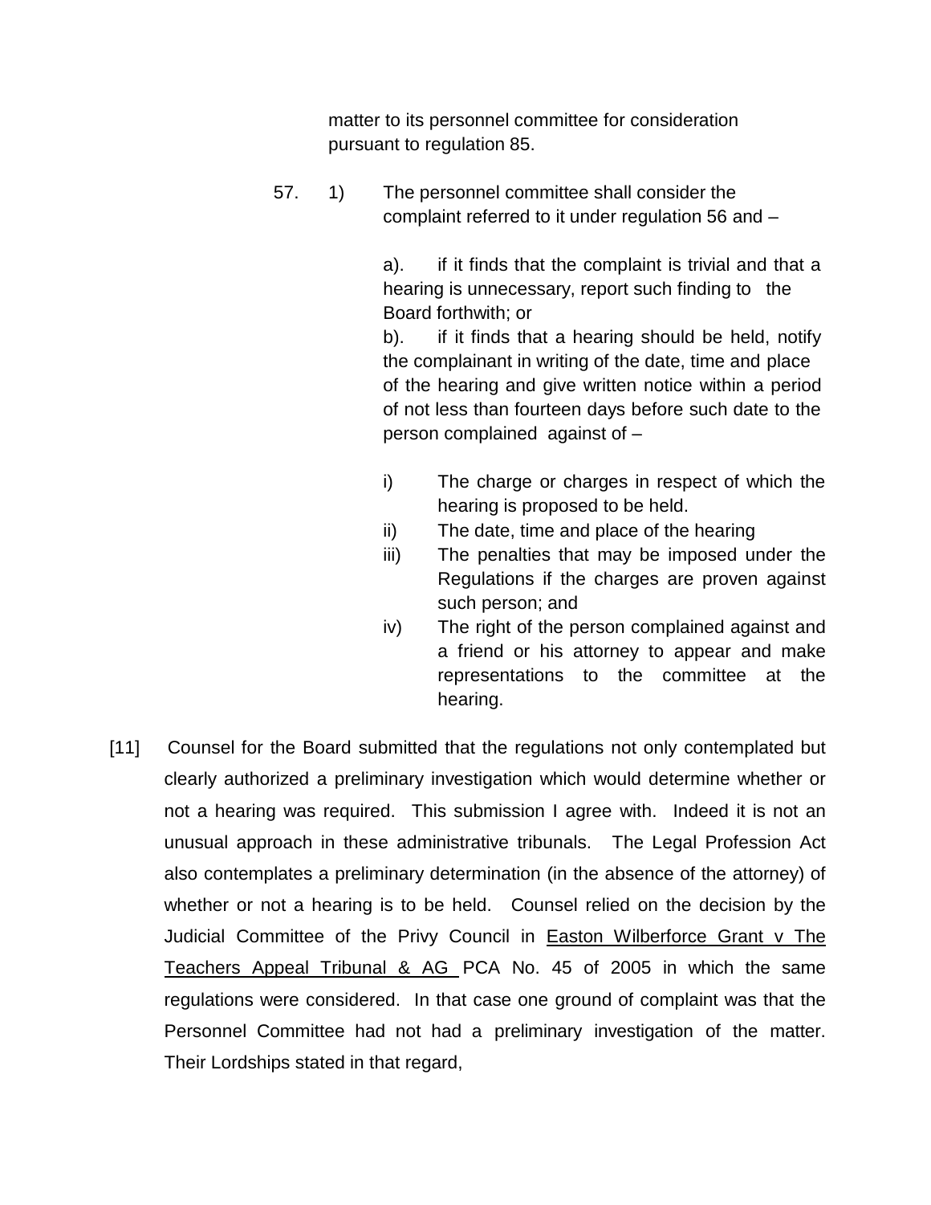matter to its personnel committee for consideration pursuant to regulation 85.

57. 1) The personnel committee shall consider the complaint referred to it under regulation 56 and –

a). if it finds that the complaint is trivial and that a hearing is unnecessary, report such finding to the Board forthwith; or

b). if it finds that a hearing should be held, notify the complainant in writing of the date, time and place of the hearing and give written notice within a period of not less than fourteen days before such date to the person complained against of –

i) The charge or charges in respect of which the hearing is proposed to be held.

ii) The date, time and place of the hearing

iii) The penalties that may be imposed under the Regulations if the charges are proven against such person; and

iv) The right of the person complained against and a friend or his attorney to appear and make representations to the committee at the hearing.

[11] Counsel for the Board submitted that the regulations not only contemplated but clearly authorized a preliminary investigation which would determine whether or not a hearing was required. This submission I agree with. Indeed it is not an unusual approach in these administrative tribunals. The Legal Profession Act also contemplates a preliminary determination (in the absence of the attorney) of whether or not a hearing is to be held. Counsel relied on the decision by the Judicial Committee of the Privy Council in Easton Wilberforce Grant v The Teachers Appeal Tribunal & AG PCA No. 45 of 2005 in which the same regulations were considered. In that case one ground of complaint was that the Personnel Committee had not had a preliminary investigation of the matter. Their Lordships stated in that regard,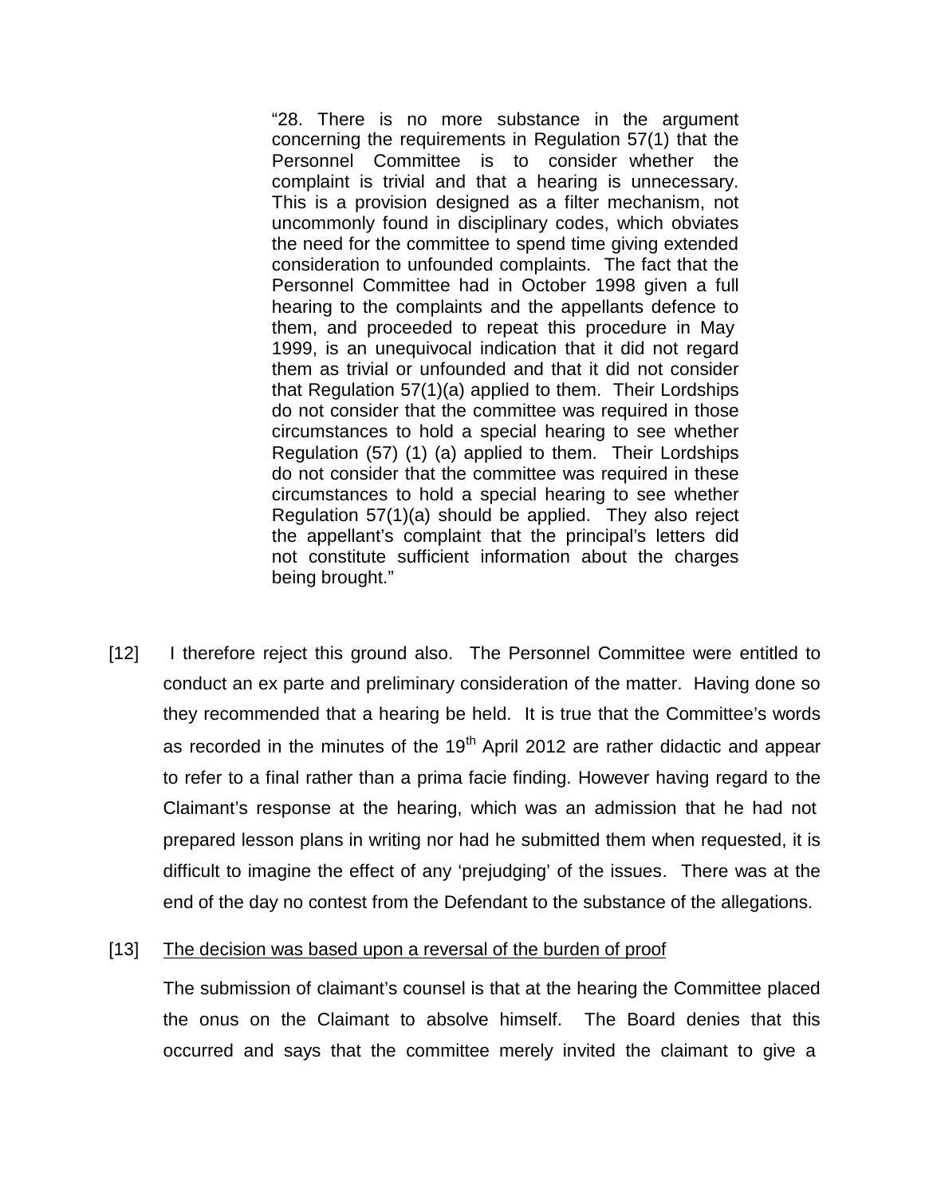> "28. There is no more substance in the argument concerning the requirements in Regulation 57(1) that the Personnel Committee is to consider whether the complaint is trivial and that a hearing is unnecessary. This is a provision designed as a filter mechanism, not uncommonly found in disciplinary codes, which obviates the need for the committee to spend time giving extended consideration to unfounded complaints. The fact that the Personnel Committee had in October 1998 given a full hearing to the complaints and the appellants defence to them, and proceeded to repeat this procedure in May 1999, is an unequivocal indication that it did not regard them as trivial or unfounded and that it did not consider that Regulation 57(1)(a) applied to them. Their Lordships do not consider that the committee was required in those circumstances to hold a special hearing to see whether Regulation (57) (1) (a) applied to them. Their Lordships do not consider that the committee was required in these circumstances to hold a special hearing to see whether Regulation 57(1)(a) should be applied. They also reject the appellant's complaint that the principal's letters did not constitute sufficient information about the charges being brought."

[12] I therefore reject this ground also. The Personnel Committee were entitled to conduct an ex parte and preliminary consideration of the matter. Having done so they recommended that a hearing be held. It is true that the Committee's words as recorded in the minutes of the 19th April 2012 are rather didactic and appear to refer to a final rather than a prima facie finding. However having regard to the Claimant's response at the hearing, which was an admission that he had not prepared lesson plans in writing nor had he submitted them when requested, it is difficult to imagine the effect of any 'prejudging' of the issues. There was at the end of the day no contest from the Defendant to the substance of the allegations.

[13] <u>The decision was based upon a reversal of the burden of proof</u>

The submission of claimant's counsel is that at the hearing the Committee placed the onus on the Claimant to absolve himself. The Board denies that this occurred and says that the committee merely invited the claimant to give a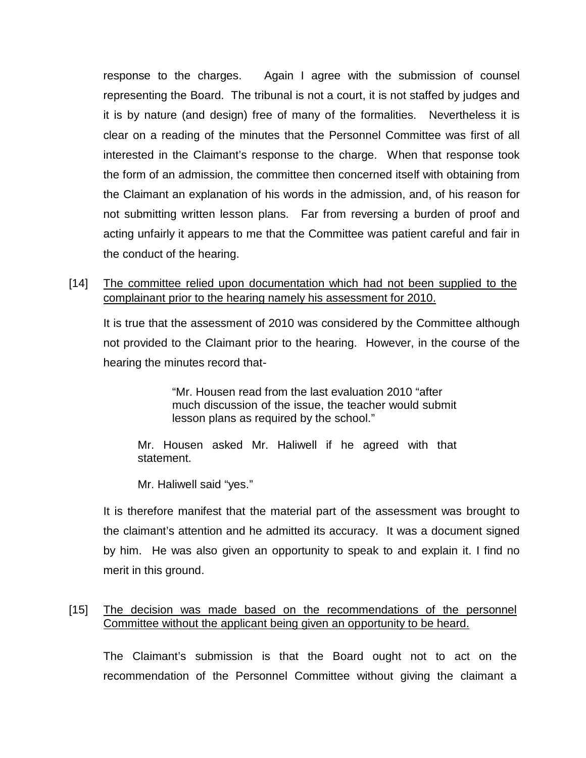response to the charges. Again I agree with the submission of counsel representing the Board. The tribunal is not a court, it is not staffed by judges and it is by nature (and design) free of many of the formalities. Nevertheless it is clear on a reading of the minutes that the Personnel Committee was first of all interested in the Claimant's response to the charge. When that response took the form of an admission, the committee then concerned itself with obtaining from the Claimant an explanation of his words in the admission, and, of his reason for not submitting written lesson plans. Far from reversing a burden of proof and acting unfairly it appears to me that the Committee was patient careful and fair in the conduct of the hearing.

[14] <u>The committee relied upon documentation which had not been supplied to the complainant prior to the hearing namely his assessment for 2010.</u>

It is true that the assessment of 2010 was considered by the Committee although not provided to the Claimant prior to the hearing. However, in the course of the hearing the minutes record that-

> "Mr. Housen read from the last evaluation 2010 "after much discussion of the issue, the teacher would submit lesson plans as required by the school."
>
> Mr. Housen asked Mr. Haliwell if he agreed with that statement.
>
> Mr. Haliwell said "yes."

It is therefore manifest that the material part of the assessment was brought to the claimant's attention and he admitted its accuracy. It was a document signed by him. He was also given an opportunity to speak to and explain it. I find no merit in this ground.

[15] <u>The decision was made based on the recommendations of the personnel Committee without the applicant being given an opportunity to be heard.</u>

The Claimant's submission is that the Board ought not to act on the recommendation of the Personnel Committee without giving the claimant a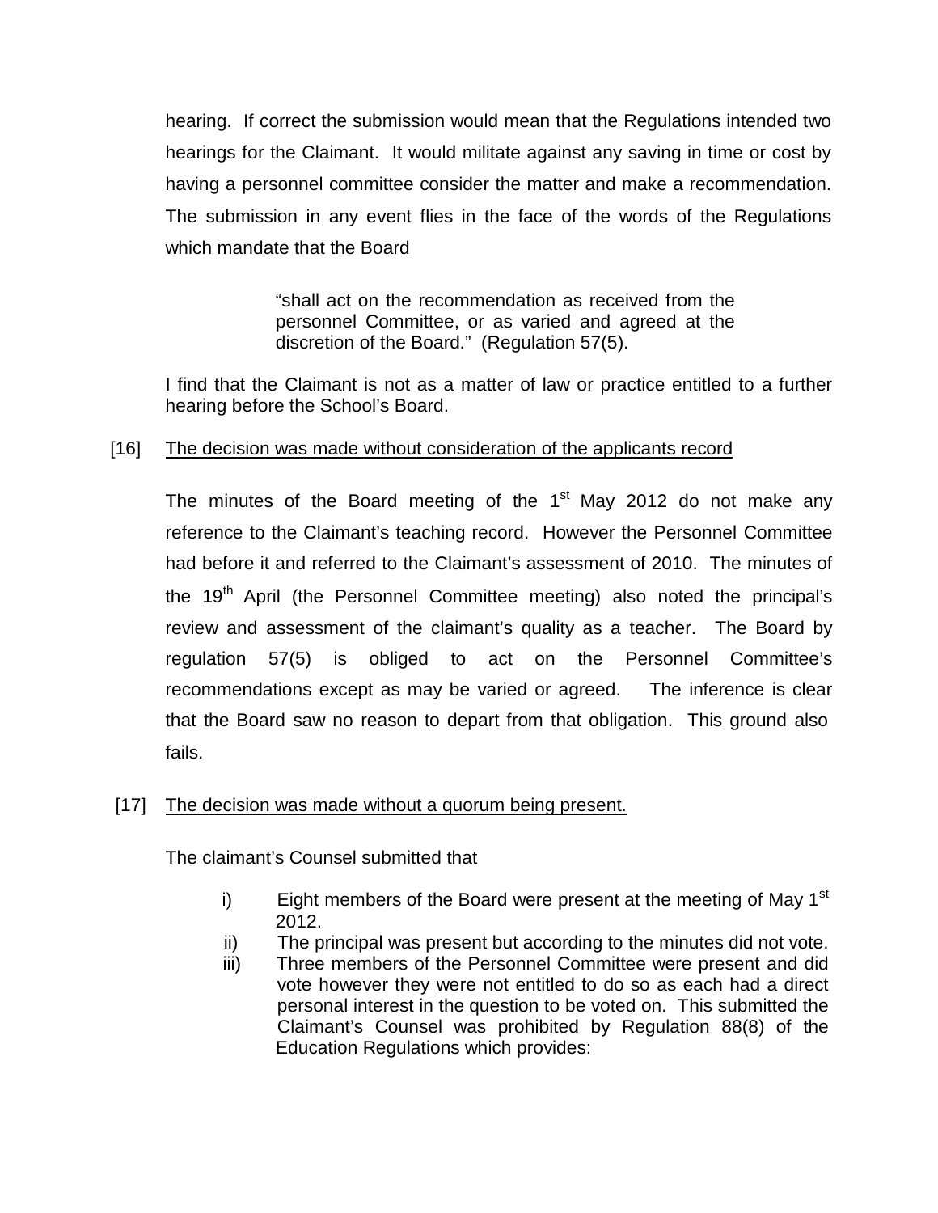hearing. If correct the submission would mean that the Regulations intended two hearings for the Claimant. It would militate against any saving in time or cost by having a personnel committee consider the matter and make a recommendation. The submission in any event flies in the face of the words of the Regulations which mandate that the Board

> "shall act on the recommendation as received from the personnel Committee, or as varied and agreed at the discretion of the Board." (Regulation 57(5).

I find that the Claimant is not as a matter of law or practice entitled to a further hearing before the School's Board.

[16] <u>The decision was made without consideration of the applicants record</u>

The minutes of the Board meeting of the 1st May 2012 do not make any reference to the Claimant's teaching record. However the Personnel Committee had before it and referred to the Claimant's assessment of 2010. The minutes of the 19th April (the Personnel Committee meeting) also noted the principal's review and assessment of the claimant's quality as a teacher. The Board by regulation 57(5) is obliged to act on the Personnel Committee's recommendations except as may be varied or agreed. The inference is clear that the Board saw no reason to depart from that obligation. This ground also fails.

[17] <u>The decision was made without a quorum being present.</u>

The claimant's Counsel submitted that

i) Eight members of the Board were present at the meeting of May 1st 2012.
ii) The principal was present but according to the minutes did not vote.
iii) Three members of the Personnel Committee were present and did vote however they were not entitled to do so as each had a direct personal interest in the question to be voted on. This submitted the Claimant's Counsel was prohibited by Regulation 88(8) of the Education Regulations which provides: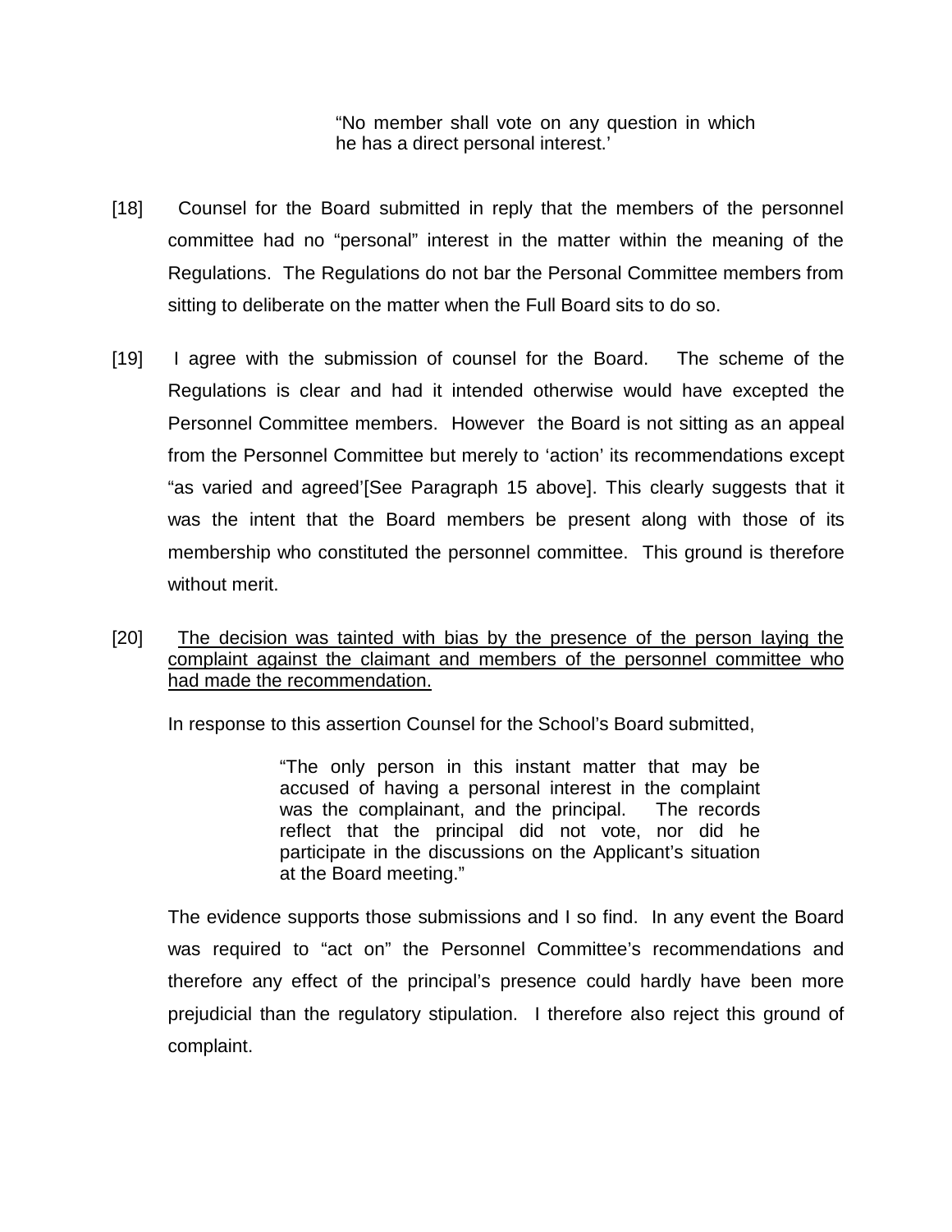> "No member shall vote on any question in which he has a direct personal interest.'

[18] Counsel for the Board submitted in reply that the members of the personnel committee had no "personal" interest in the matter within the meaning of the Regulations. The Regulations do not bar the Personal Committee members from sitting to deliberate on the matter when the Full Board sits to do so.

[19] I agree with the submission of counsel for the Board. The scheme of the Regulations is clear and had it intended otherwise would have excepted the Personnel Committee members. However the Board is not sitting as an appeal from the Personnel Committee but merely to 'action' its recommendations except "as varied and agreed'[See Paragraph 15 above]. This clearly suggests that it was the intent that the Board members be present along with those of its membership who constituted the personnel committee. This ground is therefore without merit.

[20] <u>The decision was tainted with bias by the presence of the person laying the complaint against the claimant and members of the personnel committee who had made the recommendation.</u>

In response to this assertion Counsel for the School's Board submitted,

> "The only person in this instant matter that may be accused of having a personal interest in the complaint was the complainant, and the principal. The records reflect that the principal did not vote, nor did he participate in the discussions on the Applicant's situation at the Board meeting."

The evidence supports those submissions and I so find. In any event the Board was required to "act on" the Personnel Committee's recommendations and therefore any effect of the principal's presence could hardly have been more prejudicial than the regulatory stipulation. I therefore also reject this ground of complaint.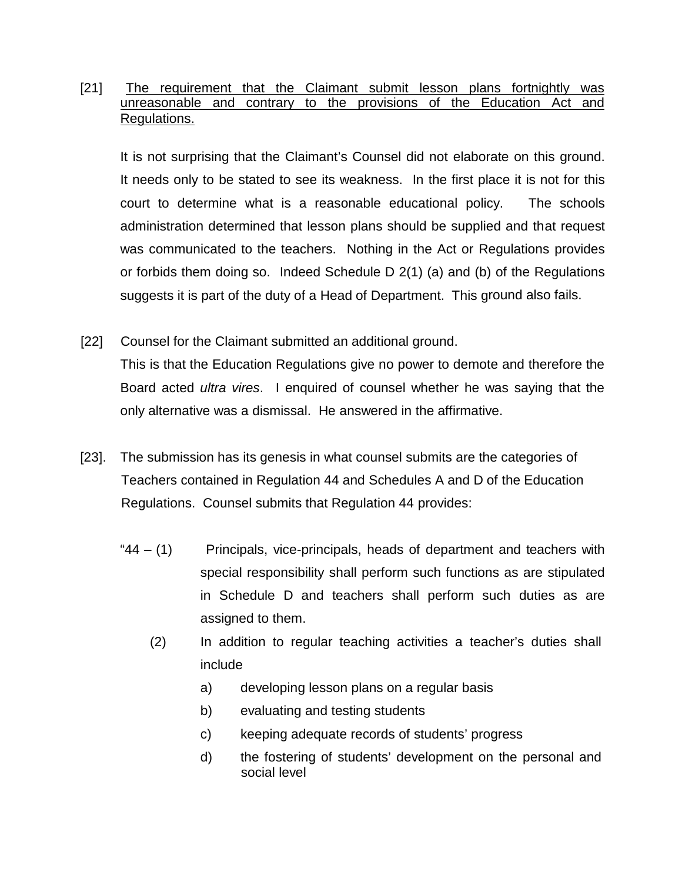[21] <u>The requirement that the Claimant submit lesson plans fortnightly was unreasonable and contrary to the provisions of the Education Act and Regulations.</u>

It is not surprising that the Claimant's Counsel did not elaborate on this ground. It needs only to be stated to see its weakness. In the first place it is not for this court to determine what is a reasonable educational policy. The schools administration determined that lesson plans should be supplied and that request was communicated to the teachers. Nothing in the Act or Regulations provides or forbids them doing so. Indeed Schedule D 2(1) (a) and (b) of the Regulations suggests it is part of the duty of a Head of Department. This ground also fails.

[22] Counsel for the Claimant submitted an additional ground.

This is that the Education Regulations give no power to demote and therefore the Board acted *ultra vires*. I enquired of counsel whether he was saying that the only alternative was a dismissal. He answered in the affirmative.

[23]. The submission has its genesis in what counsel submits are the categories of Teachers contained in Regulation 44 and Schedules A and D of the Education Regulations. Counsel submits that Regulation 44 provides:

> "44 – (1) Principals, vice-principals, heads of department and teachers with special responsibility shall perform such functions as are stipulated in Schedule D and teachers shall perform such duties as are assigned to them.
>
> (2) In addition to regular teaching activities a teacher's duties shall include
>
> a) developing lesson plans on a regular basis
>
> b) evaluating and testing students
>
> c) keeping adequate records of students' progress
>
> d) the fostering of students' development on the personal and social level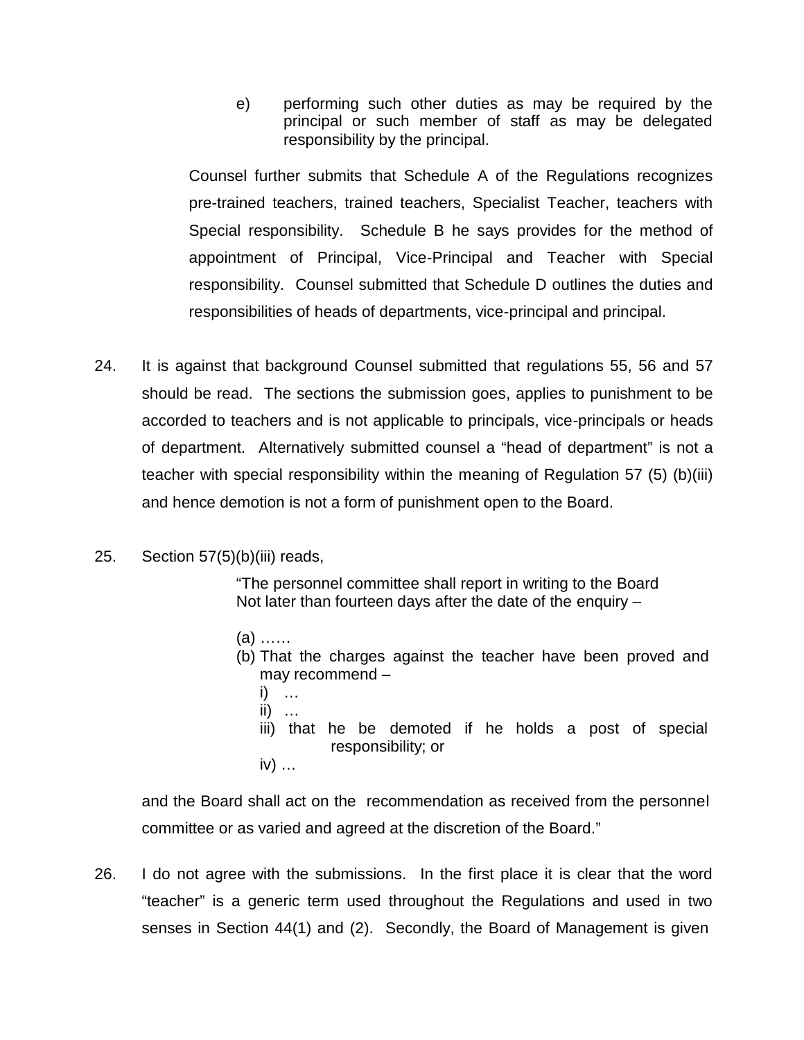e) performing such other duties as may be required by the principal or such member of staff as may be delegated responsibility by the principal.

Counsel further submits that Schedule A of the Regulations recognizes pre-trained teachers, trained teachers, Specialist Teacher, teachers with Special responsibility. Schedule B he says provides for the method of appointment of Principal, Vice-Principal and Teacher with Special responsibility. Counsel submitted that Schedule D outlines the duties and responsibilities of heads of departments, vice-principal and principal.

24. It is against that background Counsel submitted that regulations 55, 56 and 57 should be read. The sections the submission goes, applies to punishment to be accorded to teachers and is not applicable to principals, vice-principals or heads of department. Alternatively submitted counsel a "head of department" is not a teacher with special responsibility within the meaning of Regulation 57 (5) (b)(iii) and hence demotion is not a form of punishment open to the Board.

25. Section 57(5)(b)(iii) reads,

> "The personnel committee shall report in writing to the Board Not later than fourteen days after the date of the enquiry –
>
> (a) ……
> (b) That the charges against the teacher have been proved and may recommend –
>     i) …
>     ii) …
>     iii) that he be demoted if he holds a post of special responsibility; or
>     iv) …

and the Board shall act on the recommendation as received from the personnel committee or as varied and agreed at the discretion of the Board."

26. I do not agree with the submissions. In the first place it is clear that the word "teacher" is a generic term used throughout the Regulations and used in two senses in Section 44(1) and (2). Secondly, the Board of Management is given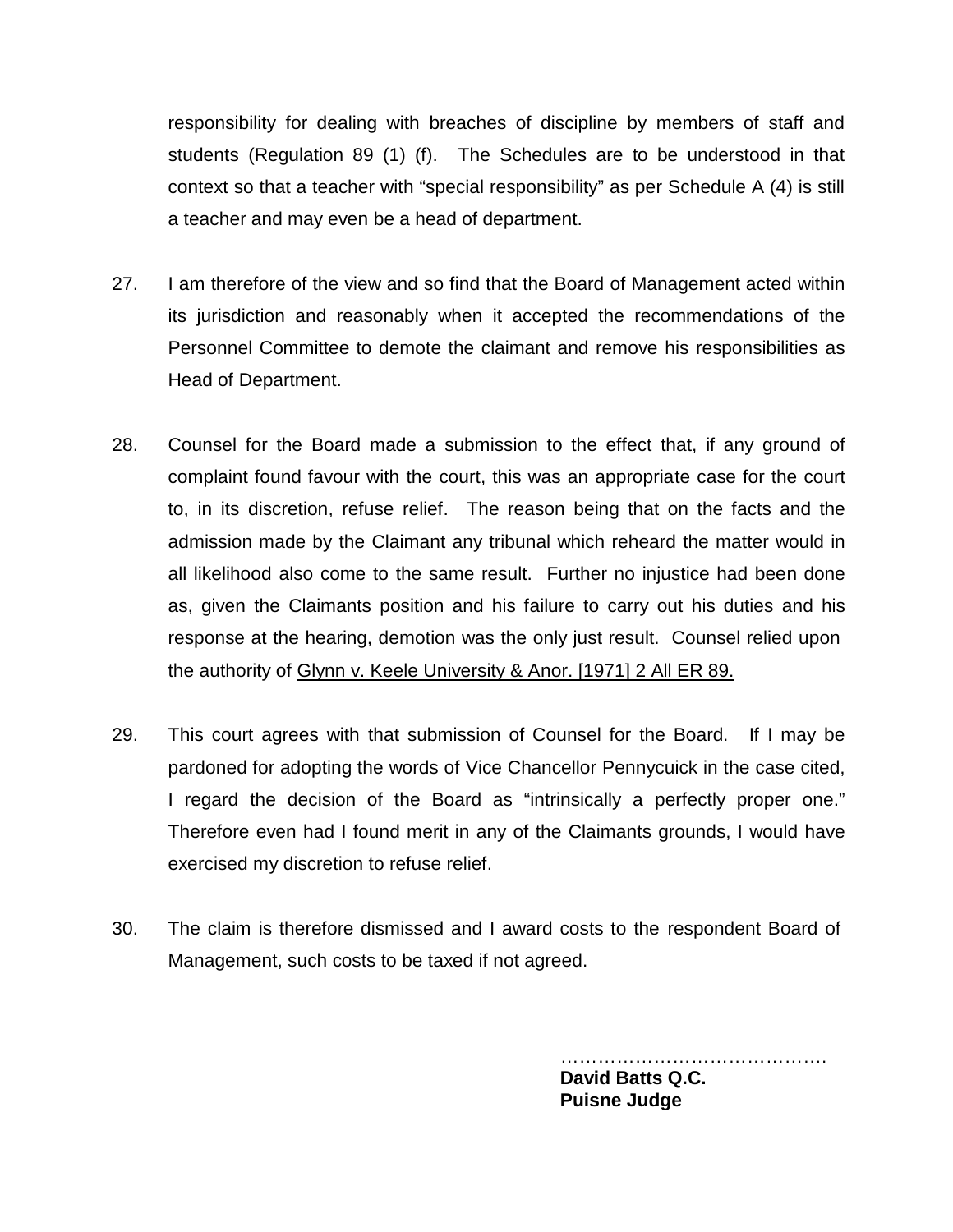responsibility for dealing with breaches of discipline by members of staff and students (Regulation 89 (1) (f). The Schedules are to be understood in that context so that a teacher with "special responsibility" as per Schedule A (4) is still a teacher and may even be a head of department.

27. I am therefore of the view and so find that the Board of Management acted within its jurisdiction and reasonably when it accepted the recommendations of the Personnel Committee to demote the claimant and remove his responsibilities as Head of Department.

28. Counsel for the Board made a submission to the effect that, if any ground of complaint found favour with the court, this was an appropriate case for the court to, in its discretion, refuse relief. The reason being that on the facts and the admission made by the Claimant any tribunal which reheard the matter would in all likelihood also come to the same result. Further no injustice had been done as, given the Claimants position and his failure to carry out his duties and his response at the hearing, demotion was the only just result. Counsel relied upon the authority of <u>Glynn v. Keele University & Anor. [1971] 2 All ER 89.</u>

29. This court agrees with that submission of Counsel for the Board. If I may be pardoned for adopting the words of Vice Chancellor Pennycuick in the case cited, I regard the decision of the Board as "intrinsically a perfectly proper one." Therefore even had I found merit in any of the Claimants grounds, I would have exercised my discretion to refuse relief.

30. The claim is therefore dismissed and I award costs to the respondent Board of Management, such costs to be taxed if not agreed.

…………………………………….
**David Batts Q.C.**
**Puisne Judge**